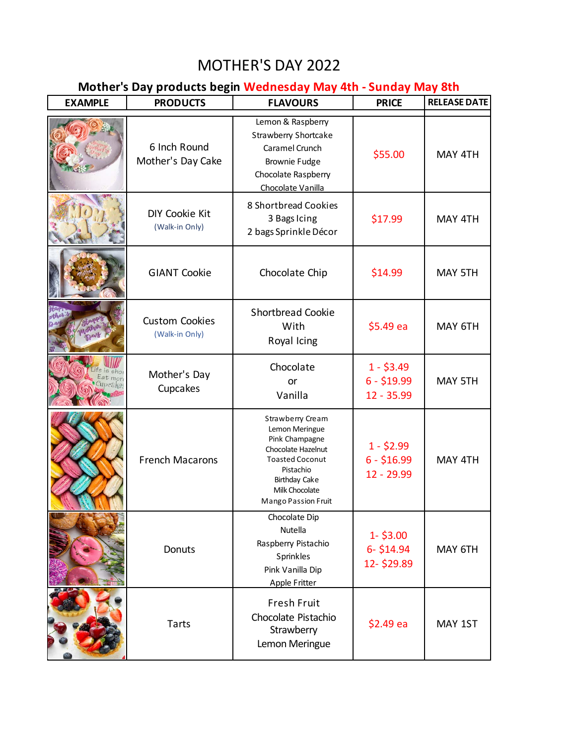# MOTHER'S DAY 2022

## Mother's Day products begin Wednesday May 4th - Sunday May 8th

| EXAMPLE | PRODUCTS | FLAVOURS | PRICE | RELEASE DATE |
|---|---|---|---|---|
| | 6 Inch Round Mother's Day Cake | Lemon & Raspberry<br>Strawberry Shortcake<br>Caramel Crunch<br>Brownie Fudge<br>Chocolate Raspberry<br>Chocolate Vanilla | $55.00 | MAY 4TH |
| | DIY Cookie Kit<br>(Walk-in Only) | 8 Shortbread Cookies<br>3 Bags Icing<br>2 bags Sprinkle Décor | $17.99 | MAY 4TH |
| | GIANT Cookie | Chocolate Chip | $14.99 | MAY 5TH |
| | Custom Cookies<br>(Walk-in Only) | Shortbread Cookie<br>With<br>Royal Icing | $5.49 ea | MAY 6TH |
| | Mother's Day Cupcakes | Chocolate<br>or<br>Vanilla | 1 - $3.49<br>6 - $19.99<br>12 - 35.99 | MAY 5TH |
| | French Macarons | Strawberry Cream<br>Lemon Meringue<br>Pink Champagne<br>Chocolate Hazelnut<br>Toasted Coconut<br>Pistachio<br>Birthday Cake<br>Milk Chocolate<br>Mango Passion Fruit | 1 - $2.99<br>6 - $16.99<br>12 - 29.99 | MAY 4TH |
| | Donuts | Chocolate Dip<br>Nutella<br>Raspberry Pistachio<br>Sprinkles<br>Pink Vanilla Dip<br>Apple Fritter | 1- $3.00<br>6- $14.94<br>12- $29.89 | MAY 6TH |
| | Tarts | Fresh Fruit<br>Chocolate Pistachio<br>Strawberry<br>Lemon Meringue | $2.49 ea | MAY 1ST |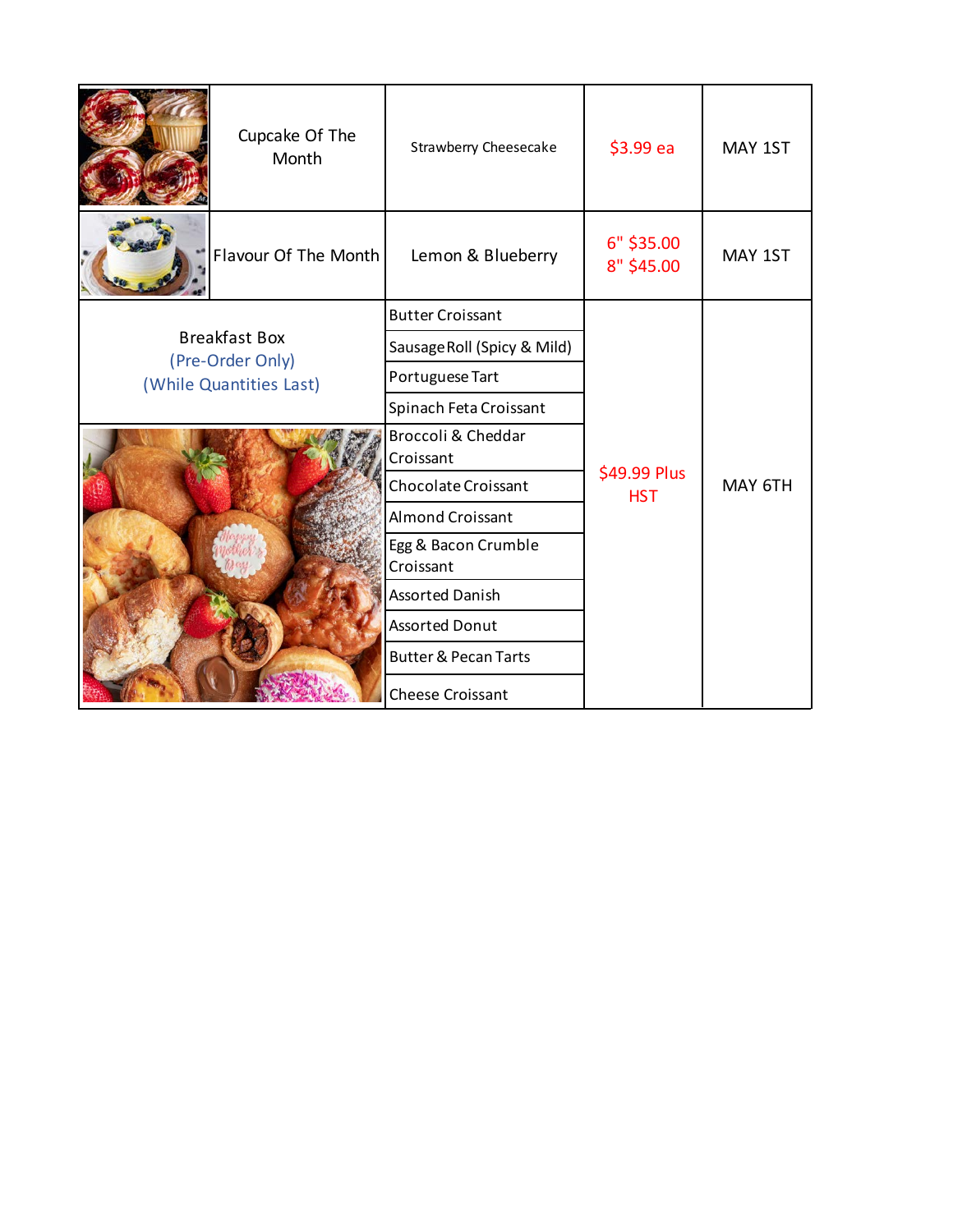| | | | | |
|---|---|---|---|---|
| | Cupcake Of The Month | Strawberry Cheesecake | $3.99 ea | MAY 1ST |
| | Flavour Of The Month | Lemon & Blueberry | 6" $35.00<br>8" $45.00 | MAY 1ST |
| Breakfast Box<br>(Pre-Order Only)<br>(While Quantities Last) | | Butter Croissant | $49.99 Plus HST | MAY 6TH |
| | | Sausage Roll (Spicy & Mild) | | |
| | | Portuguese Tart | | |
| | | Spinach Feta Croissant | | |
| | | Broccoli & Cheddar Croissant | | |
| | | Chocolate Croissant | | |
| | | Almond Croissant | | |
| | | Egg & Bacon Crumble Croissant | | |
| | | Assorted Danish | | |
| | | Assorted Donut | | |
| | | Butter & Pecan Tarts | | |
| | | Cheese Croissant | | |